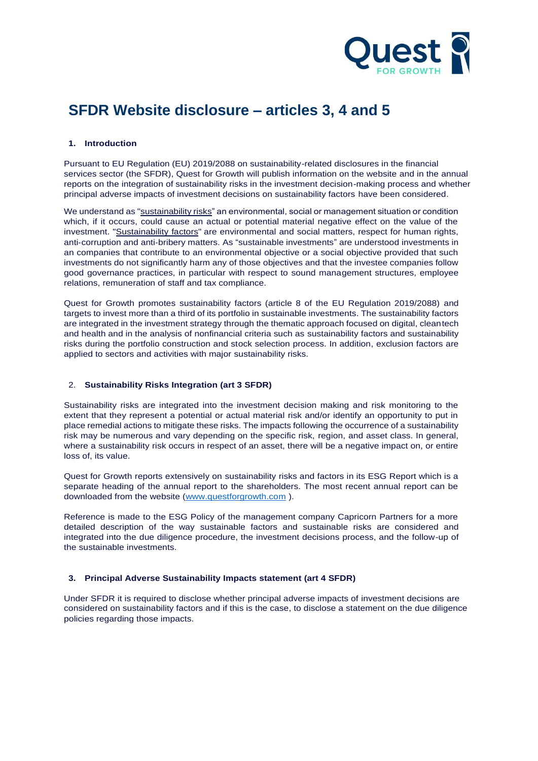# SFDR Website disclosure – articles 3, 4 and 5

## 1. Introduction

Pursuant to EU Regulation (EU) 2019/2088 on sustainability-related disclosures in the financial services sector (the SFDR), Quest for Growth will publish information on the website and in the annual reports on the integration of sustainability risks in the investment decision-making process and whether principal adverse impacts of investment decisions on sustainability factors have been considered.

We understand as "sustainability risks" an environmental, social or management situation or condition which, if it occurs, could cause an actual or potential material negative effect on the value of the investment. "Sustainability factors" are environmental and social matters, respect for human rights, anti-corruption and anti-bribery matters. As "sustainable investments" are understood investments in an companies that contribute to an environmental objective or a social objective provided that such investments do not significantly harm any of those objectives and that the investee companies follow good governance practices, in particular with respect to sound management structures, employee relations, remuneration of staff and tax compliance.

Quest for Growth promotes sustainability factors (article 8 of the EU Regulation 2019/2088) and targets to invest more than a third of its portfolio in sustainable investments. The sustainability factors are integrated in the investment strategy through the thematic approach focused on digital, cleantech and health and in the analysis of nonfinancial criteria such as sustainability factors and sustainability risks during the portfolio construction and stock selection process. In addition, exclusion factors are applied to sectors and activities with major sustainability risks.

## 2. Sustainability Risks Integration (art 3 SFDR)

Sustainability risks are integrated into the investment decision making and risk monitoring to the extent that they represent a potential or actual material risk and/or identify an opportunity to put in place remedial actions to mitigate these risks. The impacts following the occurrence of a sustainability risk may be numerous and vary depending on the specific risk, region, and asset class. In general, where a sustainability risk occurs in respect of an asset, there will be a negative impact on, or entire loss of, its value.

Quest for Growth reports extensively on sustainability risks and factors in its ESG Report which is a separate heading of the annual report to the shareholders. The most recent annual report can be downloaded from the website (www.questforgrowth.com ).

Reference is made to the ESG Policy of the management company Capricorn Partners for a more detailed description of the way sustainable factors and sustainable risks are considered and integrated into the due diligence procedure, the investment decisions process, and the follow-up of the sustainable investments.

## 3. Principal Adverse Sustainability Impacts statement (art 4 SFDR)

Under SFDR it is required to disclose whether principal adverse impacts of investment decisions are considered on sustainability factors and if this is the case, to disclose a statement on the due diligence policies regarding those impacts.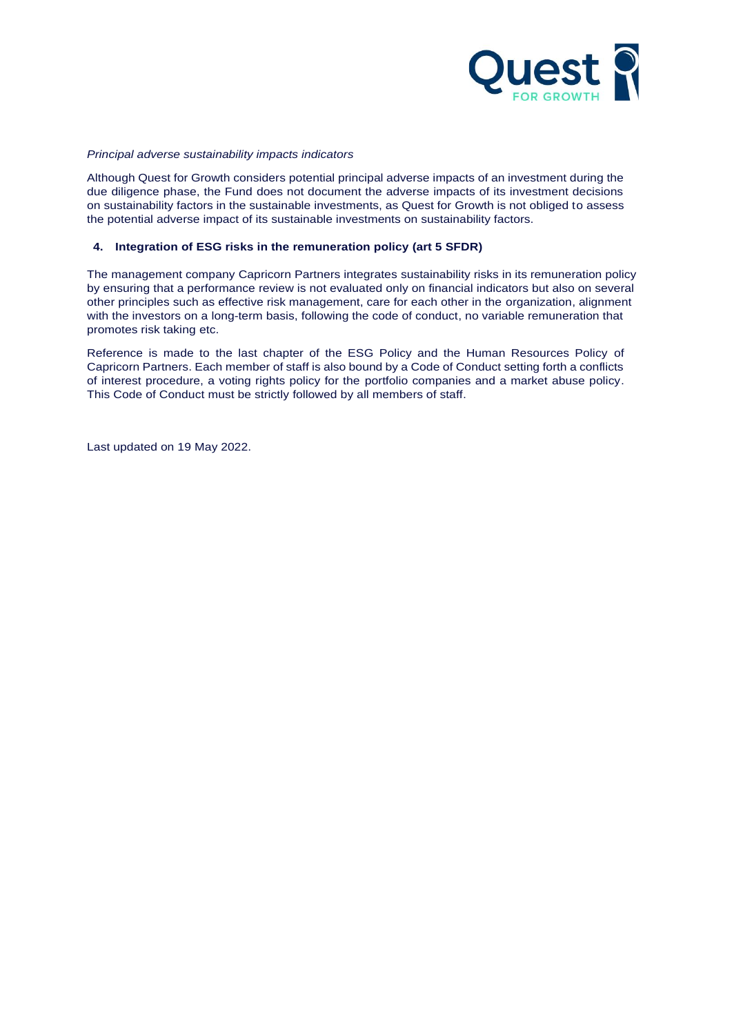*Principal adverse sustainability impacts indicators*

Although Quest for Growth considers potential principal adverse impacts of an investment during the due diligence phase, the Fund does not document the adverse impacts of its investment decisions on sustainability factors in the sustainable investments, as Quest for Growth is not obliged to assess the potential adverse impact of its sustainable investments on sustainability factors.

## 4. Integration of ESG risks in the remuneration policy (art 5 SFDR)

The management company Capricorn Partners integrates sustainability risks in its remuneration policy by ensuring that a performance review is not evaluated only on financial indicators but also on several other principles such as effective risk management, care for each other in the organization, alignment with the investors on a long-term basis, following the code of conduct, no variable remuneration that promotes risk taking etc.

Reference is made to the last chapter of the ESG Policy and the Human Resources Policy of Capricorn Partners. Each member of staff is also bound by a Code of Conduct setting forth a conflicts of interest procedure, a voting rights policy for the portfolio companies and a market abuse policy. This Code of Conduct must be strictly followed by all members of staff.

Last updated on 19 May 2022.